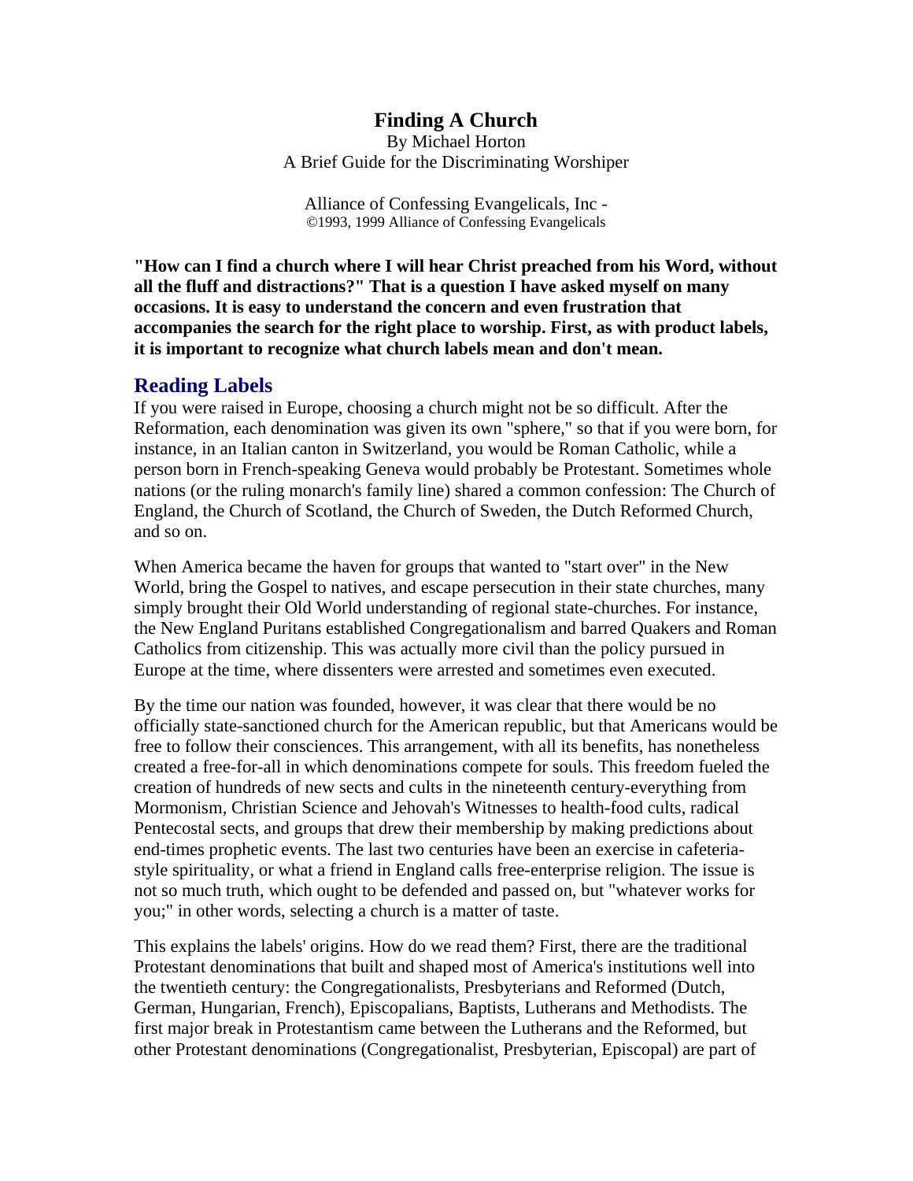# Finding A Church

By Michael Horton
A Brief Guide for the Discriminating Worshiper

Alliance of Confessing Evangelicals, Inc -
©1993, 1999 Alliance of Confessing Evangelicals

**"How can I find a church where I will hear Christ preached from his Word, without all the fluff and distractions?" That is a question I have asked myself on many occasions. It is easy to understand the concern and even frustration that accompanies the search for the right place to worship. First, as with product labels, it is important to recognize what church labels mean and don't mean.**

## Reading Labels

If you were raised in Europe, choosing a church might not be so difficult. After the Reformation, each denomination was given its own "sphere," so that if you were born, for instance, in an Italian canton in Switzerland, you would be Roman Catholic, while a person born in French-speaking Geneva would probably be Protestant. Sometimes whole nations (or the ruling monarch's family line) shared a common confession: The Church of England, the Church of Scotland, the Church of Sweden, the Dutch Reformed Church, and so on.

When America became the haven for groups that wanted to "start over" in the New World, bring the Gospel to natives, and escape persecution in their state churches, many simply brought their Old World understanding of regional state-churches. For instance, the New England Puritans established Congregationalism and barred Quakers and Roman Catholics from citizenship. This was actually more civil than the policy pursued in Europe at the time, where dissenters were arrested and sometimes even executed.

By the time our nation was founded, however, it was clear that there would be no officially state-sanctioned church for the American republic, but that Americans would be free to follow their consciences. This arrangement, with all its benefits, has nonetheless created a free-for-all in which denominations compete for souls. This freedom fueled the creation of hundreds of new sects and cults in the nineteenth century-everything from Mormonism, Christian Science and Jehovah's Witnesses to health-food cults, radical Pentecostal sects, and groups that drew their membership by making predictions about end-times prophetic events. The last two centuries have been an exercise in cafeteria-style spirituality, or what a friend in England calls free-enterprise religion. The issue is not so much truth, which ought to be defended and passed on, but "whatever works for you;" in other words, selecting a church is a matter of taste.

This explains the labels' origins. How do we read them? First, there are the traditional Protestant denominations that built and shaped most of America's institutions well into the twentieth century: the Congregationalists, Presbyterians and Reformed (Dutch, German, Hungarian, French), Episcopalians, Baptists, Lutherans and Methodists. The first major break in Protestantism came between the Lutherans and the Reformed, but other Protestant denominations (Congregationalist, Presbyterian, Episcopal) are part of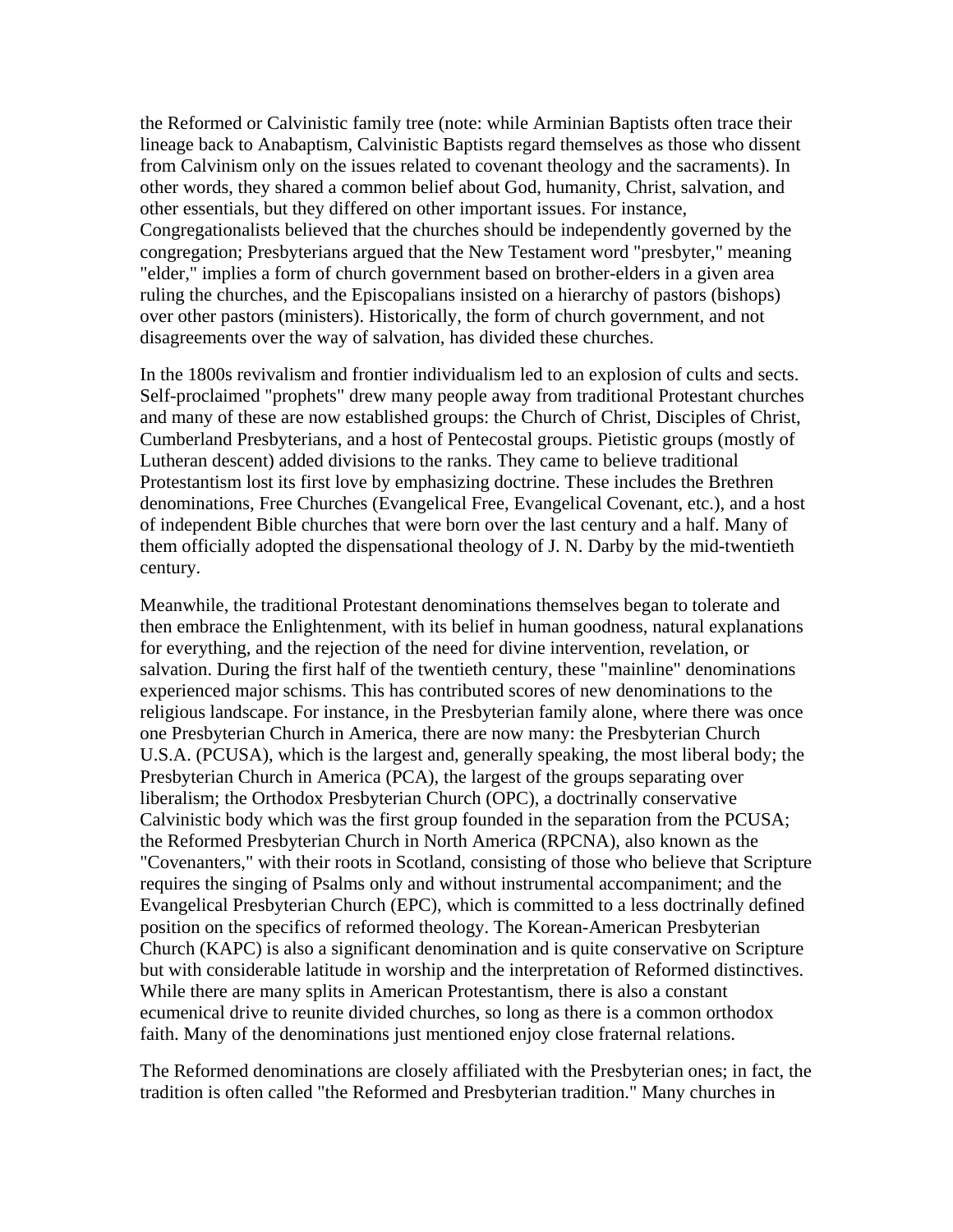the Reformed or Calvinistic family tree (note: while Arminian Baptists often trace their lineage back to Anabaptism, Calvinistic Baptists regard themselves as those who dissent from Calvinism only on the issues related to covenant theology and the sacraments). In other words, they shared a common belief about God, humanity, Christ, salvation, and other essentials, but they differed on other important issues. For instance, Congregationalists believed that the churches should be independently governed by the congregation; Presbyterians argued that the New Testament word "presbyter," meaning "elder," implies a form of church government based on brother-elders in a given area ruling the churches, and the Episcopalians insisted on a hierarchy of pastors (bishops) over other pastors (ministers). Historically, the form of church government, and not disagreements over the way of salvation, has divided these churches.

In the 1800s revivalism and frontier individualism led to an explosion of cults and sects. Self-proclaimed "prophets" drew many people away from traditional Protestant churches and many of these are now established groups: the Church of Christ, Disciples of Christ, Cumberland Presbyterians, and a host of Pentecostal groups. Pietistic groups (mostly of Lutheran descent) added divisions to the ranks. They came to believe traditional Protestantism lost its first love by emphasizing doctrine. These includes the Brethren denominations, Free Churches (Evangelical Free, Evangelical Covenant, etc.), and a host of independent Bible churches that were born over the last century and a half. Many of them officially adopted the dispensational theology of J. N. Darby by the mid-twentieth century.

Meanwhile, the traditional Protestant denominations themselves began to tolerate and then embrace the Enlightenment, with its belief in human goodness, natural explanations for everything, and the rejection of the need for divine intervention, revelation, or salvation. During the first half of the twentieth century, these "mainline" denominations experienced major schisms. This has contributed scores of new denominations to the religious landscape. For instance, in the Presbyterian family alone, where there was once one Presbyterian Church in America, there are now many: the Presbyterian Church U.S.A. (PCUSA), which is the largest and, generally speaking, the most liberal body; the Presbyterian Church in America (PCA), the largest of the groups separating over liberalism; the Orthodox Presbyterian Church (OPC), a doctrinally conservative Calvinistic body which was the first group founded in the separation from the PCUSA; the Reformed Presbyterian Church in North America (RPCNA), also known as the "Covenanters," with their roots in Scotland, consisting of those who believe that Scripture requires the singing of Psalms only and without instrumental accompaniment; and the Evangelical Presbyterian Church (EPC), which is committed to a less doctrinally defined position on the specifics of reformed theology. The Korean-American Presbyterian Church (KAPC) is also a significant denomination and is quite conservative on Scripture but with considerable latitude in worship and the interpretation of Reformed distinctives. While there are many splits in American Protestantism, there is also a constant ecumenical drive to reunite divided churches, so long as there is a common orthodox faith. Many of the denominations just mentioned enjoy close fraternal relations.

The Reformed denominations are closely affiliated with the Presbyterian ones; in fact, the tradition is often called "the Reformed and Presbyterian tradition." Many churches in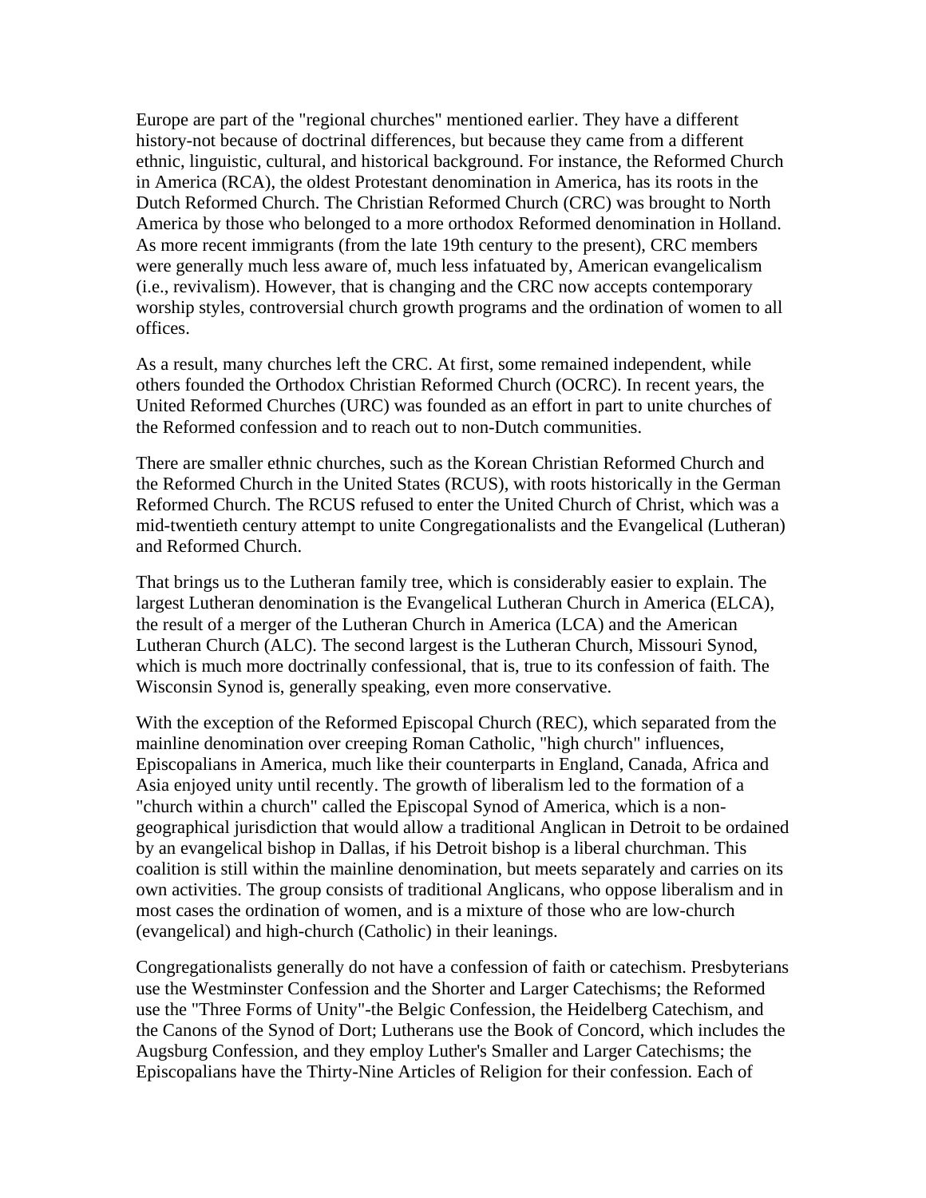Europe are part of the "regional churches" mentioned earlier. They have a different history-not because of doctrinal differences, but because they came from a different ethnic, linguistic, cultural, and historical background. For instance, the Reformed Church in America (RCA), the oldest Protestant denomination in America, has its roots in the Dutch Reformed Church. The Christian Reformed Church (CRC) was brought to North America by those who belonged to a more orthodox Reformed denomination in Holland. As more recent immigrants (from the late 19th century to the present), CRC members were generally much less aware of, much less infatuated by, American evangelicalism (i.e., revivalism). However, that is changing and the CRC now accepts contemporary worship styles, controversial church growth programs and the ordination of women to all offices.

As a result, many churches left the CRC. At first, some remained independent, while others founded the Orthodox Christian Reformed Church (OCRC). In recent years, the United Reformed Churches (URC) was founded as an effort in part to unite churches of the Reformed confession and to reach out to non-Dutch communities.

There are smaller ethnic churches, such as the Korean Christian Reformed Church and the Reformed Church in the United States (RCUS), with roots historically in the German Reformed Church. The RCUS refused to enter the United Church of Christ, which was a mid-twentieth century attempt to unite Congregationalists and the Evangelical (Lutheran) and Reformed Church.

That brings us to the Lutheran family tree, which is considerably easier to explain. The largest Lutheran denomination is the Evangelical Lutheran Church in America (ELCA), the result of a merger of the Lutheran Church in America (LCA) and the American Lutheran Church (ALC). The second largest is the Lutheran Church, Missouri Synod, which is much more doctrinally confessional, that is, true to its confession of faith. The Wisconsin Synod is, generally speaking, even more conservative.

With the exception of the Reformed Episcopal Church (REC), which separated from the mainline denomination over creeping Roman Catholic, "high church" influences, Episcopalians in America, much like their counterparts in England, Canada, Africa and Asia enjoyed unity until recently. The growth of liberalism led to the formation of a "church within a church" called the Episcopal Synod of America, which is a non-geographical jurisdiction that would allow a traditional Anglican in Detroit to be ordained by an evangelical bishop in Dallas, if his Detroit bishop is a liberal churchman. This coalition is still within the mainline denomination, but meets separately and carries on its own activities. The group consists of traditional Anglicans, who oppose liberalism and in most cases the ordination of women, and is a mixture of those who are low-church (evangelical) and high-church (Catholic) in their leanings.

Congregationalists generally do not have a confession of faith or catechism. Presbyterians use the Westminster Confession and the Shorter and Larger Catechisms; the Reformed use the "Three Forms of Unity"-the Belgic Confession, the Heidelberg Catechism, and the Canons of the Synod of Dort; Lutherans use the Book of Concord, which includes the Augsburg Confession, and they employ Luther's Smaller and Larger Catechisms; the Episcopalians have the Thirty-Nine Articles of Religion for their confession. Each of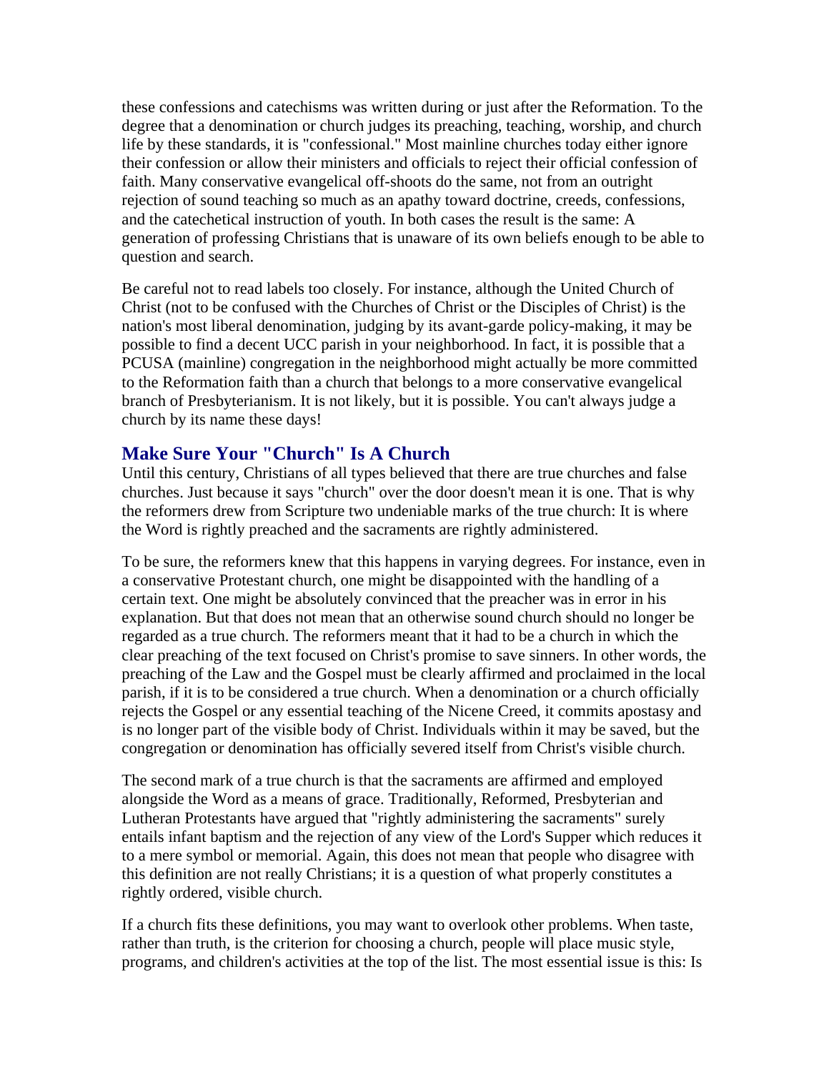these confessions and catechisms was written during or just after the Reformation. To the degree that a denomination or church judges its preaching, teaching, worship, and church life by these standards, it is "confessional." Most mainline churches today either ignore their confession or allow their ministers and officials to reject their official confession of faith. Many conservative evangelical off-shoots do the same, not from an outright rejection of sound teaching so much as an apathy toward doctrine, creeds, confessions, and the catechetical instruction of youth. In both cases the result is the same: A generation of professing Christians that is unaware of its own beliefs enough to be able to question and search.

Be careful not to read labels too closely. For instance, although the United Church of Christ (not to be confused with the Churches of Christ or the Disciples of Christ) is the nation's most liberal denomination, judging by its avant-garde policy-making, it may be possible to find a decent UCC parish in your neighborhood. In fact, it is possible that a PCUSA (mainline) congregation in the neighborhood might actually be more committed to the Reformation faith than a church that belongs to a more conservative evangelical branch of Presbyterianism. It is not likely, but it is possible. You can't always judge a church by its name these days!

## Make Sure Your "Church" Is A Church

Until this century, Christians of all types believed that there are true churches and false churches. Just because it says "church" over the door doesn't mean it is one. That is why the reformers drew from Scripture two undeniable marks of the true church: It is where the Word is rightly preached and the sacraments are rightly administered.

To be sure, the reformers knew that this happens in varying degrees. For instance, even in a conservative Protestant church, one might be disappointed with the handling of a certain text. One might be absolutely convinced that the preacher was in error in his explanation. But that does not mean that an otherwise sound church should no longer be regarded as a true church. The reformers meant that it had to be a church in which the clear preaching of the text focused on Christ's promise to save sinners. In other words, the preaching of the Law and the Gospel must be clearly affirmed and proclaimed in the local parish, if it is to be considered a true church. When a denomination or a church officially rejects the Gospel or any essential teaching of the Nicene Creed, it commits apostasy and is no longer part of the visible body of Christ. Individuals within it may be saved, but the congregation or denomination has officially severed itself from Christ's visible church.

The second mark of a true church is that the sacraments are affirmed and employed alongside the Word as a means of grace. Traditionally, Reformed, Presbyterian and Lutheran Protestants have argued that "rightly administering the sacraments" surely entails infant baptism and the rejection of any view of the Lord's Supper which reduces it to a mere symbol or memorial. Again, this does not mean that people who disagree with this definition are not really Christians; it is a question of what properly constitutes a rightly ordered, visible church.

If a church fits these definitions, you may want to overlook other problems. When taste, rather than truth, is the criterion for choosing a church, people will place music style, programs, and children's activities at the top of the list. The most essential issue is this: Is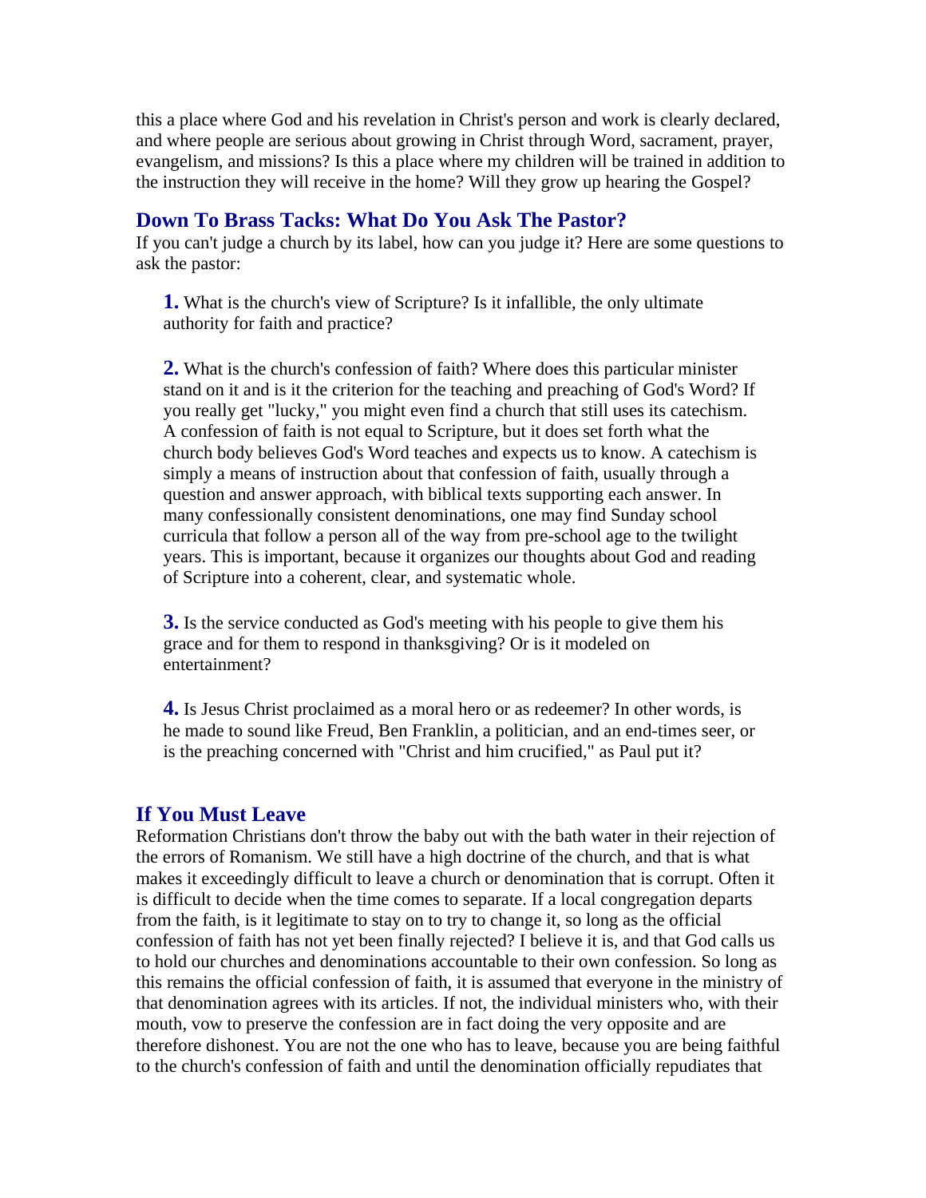this a place where God and his revelation in Christ's person and work is clearly declared, and where people are serious about growing in Christ through Word, sacrament, prayer, evangelism, and missions? Is this a place where my children will be trained in addition to the instruction they will receive in the home? Will they grow up hearing the Gospel?

## Down To Brass Tacks: What Do You Ask The Pastor?

If you can't judge a church by its label, how can you judge it? Here are some questions to ask the pastor:

**1.** What is the church's view of Scripture? Is it infallible, the only ultimate authority for faith and practice?

**2.** What is the church's confession of faith? Where does this particular minister stand on it and is it the criterion for the teaching and preaching of God's Word? If you really get "lucky," you might even find a church that still uses its catechism. A confession of faith is not equal to Scripture, but it does set forth what the church body believes God's Word teaches and expects us to know. A catechism is simply a means of instruction about that confession of faith, usually through a question and answer approach, with biblical texts supporting each answer. In many confessionally consistent denominations, one may find Sunday school curricula that follow a person all of the way from pre-school age to the twilight years. This is important, because it organizes our thoughts about God and reading of Scripture into a coherent, clear, and systematic whole.

**3.** Is the service conducted as God's meeting with his people to give them his grace and for them to respond in thanksgiving? Or is it modeled on entertainment?

**4.** Is Jesus Christ proclaimed as a moral hero or as redeemer? In other words, is he made to sound like Freud, Ben Franklin, a politician, and an end-times seer, or is the preaching concerned with "Christ and him crucified," as Paul put it?

## If You Must Leave

Reformation Christians don't throw the baby out with the bath water in their rejection of the errors of Romanism. We still have a high doctrine of the church, and that is what makes it exceedingly difficult to leave a church or denomination that is corrupt. Often it is difficult to decide when the time comes to separate. If a local congregation departs from the faith, is it legitimate to stay on to try to change it, so long as the official confession of faith has not yet been finally rejected? I believe it is, and that God calls us to hold our churches and denominations accountable to their own confession. So long as this remains the official confession of faith, it is assumed that everyone in the ministry of that denomination agrees with its articles. If not, the individual ministers who, with their mouth, vow to preserve the confession are in fact doing the very opposite and are therefore dishonest. You are not the one who has to leave, because you are being faithful to the church's confession of faith and until the denomination officially repudiates that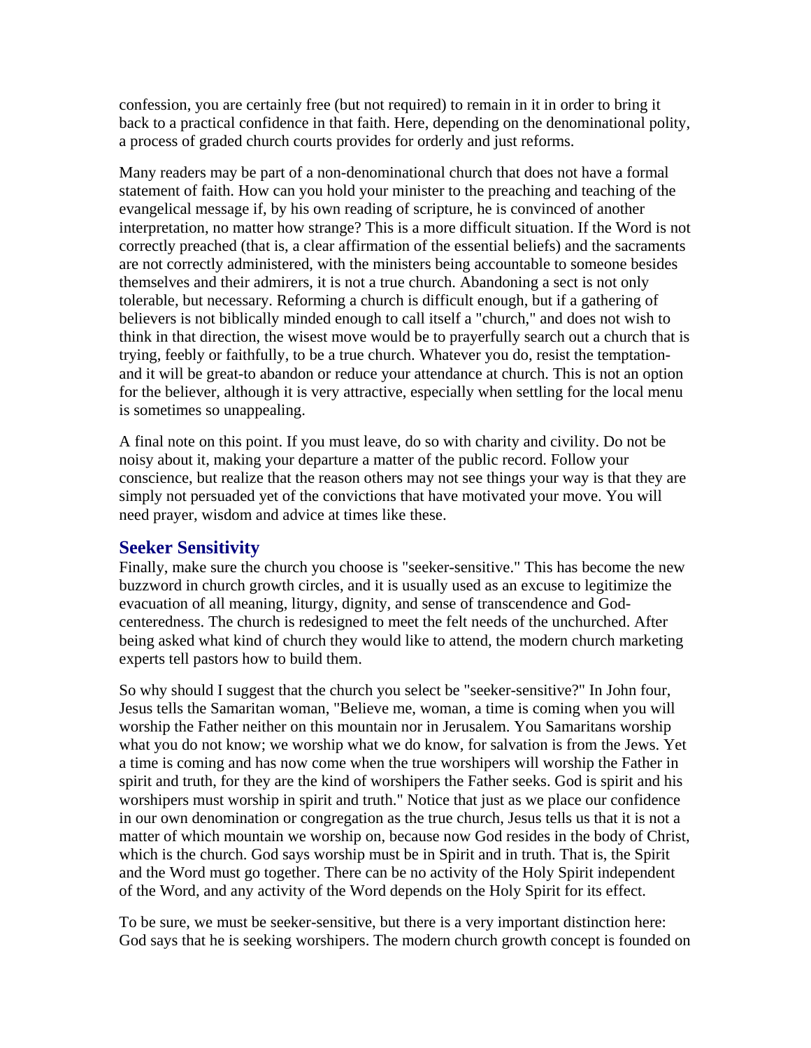confession, you are certainly free (but not required) to remain in it in order to bring it back to a practical confidence in that faith. Here, depending on the denominational polity, a process of graded church courts provides for orderly and just reforms.

Many readers may be part of a non-denominational church that does not have a formal statement of faith. How can you hold your minister to the preaching and teaching of the evangelical message if, by his own reading of scripture, he is convinced of another interpretation, no matter how strange? This is a more difficult situation. If the Word is not correctly preached (that is, a clear affirmation of the essential beliefs) and the sacraments are not correctly administered, with the ministers being accountable to someone besides themselves and their admirers, it is not a true church. Abandoning a sect is not only tolerable, but necessary. Reforming a church is difficult enough, but if a gathering of believers is not biblically minded enough to call itself a "church," and does not wish to think in that direction, the wisest move would be to prayerfully search out a church that is trying, feebly or faithfully, to be a true church. Whatever you do, resist the temptation-and it will be great-to abandon or reduce your attendance at church. This is not an option for the believer, although it is very attractive, especially when settling for the local menu is sometimes so unappealing.

A final note on this point. If you must leave, do so with charity and civility. Do not be noisy about it, making your departure a matter of the public record. Follow your conscience, but realize that the reason others may not see things your way is that they are simply not persuaded yet of the convictions that have motivated your move. You will need prayer, wisdom and advice at times like these.

## Seeker Sensitivity

Finally, make sure the church you choose is "seeker-sensitive." This has become the new buzzword in church growth circles, and it is usually used as an excuse to legitimize the evacuation of all meaning, liturgy, dignity, and sense of transcendence and God-centeredness. The church is redesigned to meet the felt needs of the unchurched. After being asked what kind of church they would like to attend, the modern church marketing experts tell pastors how to build them.

So why should I suggest that the church you select be "seeker-sensitive?" In John four, Jesus tells the Samaritan woman, "Believe me, woman, a time is coming when you will worship the Father neither on this mountain nor in Jerusalem. You Samaritans worship what you do not know; we worship what we do know, for salvation is from the Jews. Yet a time is coming and has now come when the true worshipers will worship the Father in spirit and truth, for they are the kind of worshipers the Father seeks. God is spirit and his worshipers must worship in spirit and truth." Notice that just as we place our confidence in our own denomination or congregation as the true church, Jesus tells us that it is not a matter of which mountain we worship on, because now God resides in the body of Christ, which is the church. God says worship must be in Spirit and in truth. That is, the Spirit and the Word must go together. There can be no activity of the Holy Spirit independent of the Word, and any activity of the Word depends on the Holy Spirit for its effect.

To be sure, we must be seeker-sensitive, but there is a very important distinction here: God says that he is seeking worshipers. The modern church growth concept is founded on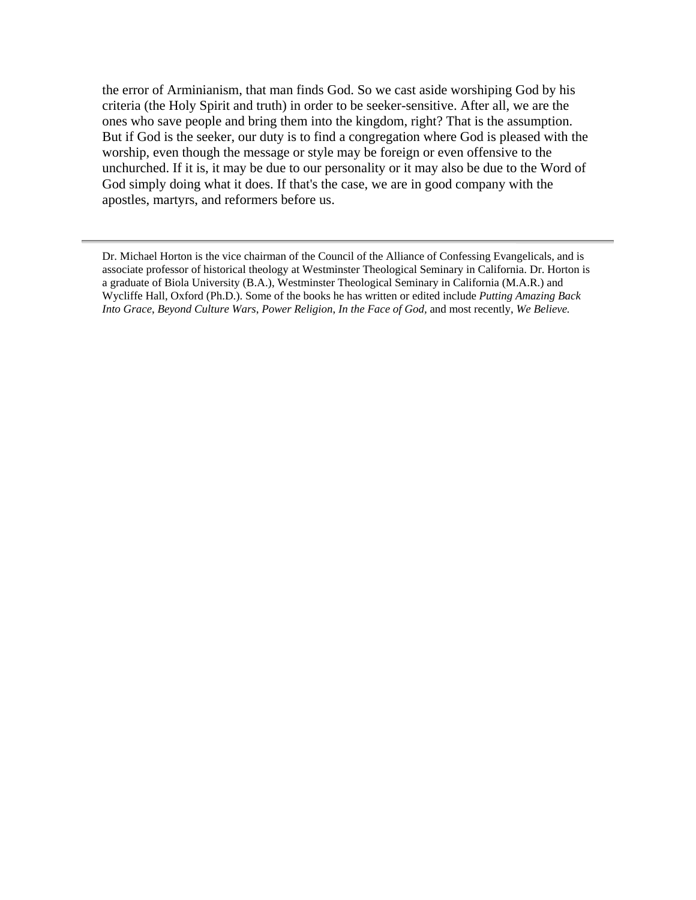the error of Arminianism, that man finds God. So we cast aside worshiping God by his criteria (the Holy Spirit and truth) in order to be seeker-sensitive. After all, we are the ones who save people and bring them into the kingdom, right? That is the assumption. But if God is the seeker, our duty is to find a congregation where God is pleased with the worship, even though the message or style may be foreign or even offensive to the unchurched. If it is, it may be due to our personality or it may also be due to the Word of God simply doing what it does. If that's the case, we are in good company with the apostles, martyrs, and reformers before us.

---

Dr. Michael Horton is the vice chairman of the Council of the Alliance of Confessing Evangelicals, and is associate professor of historical theology at Westminster Theological Seminary in California. Dr. Horton is a graduate of Biola University (B.A.), Westminster Theological Seminary in California (M.A.R.) and Wycliffe Hall, Oxford (Ph.D.). Some of the books he has written or edited include *Putting Amazing Back Into Grace*, *Beyond Culture Wars*, *Power Religion*, *In the Face of God*, and most recently, *We Believe.*